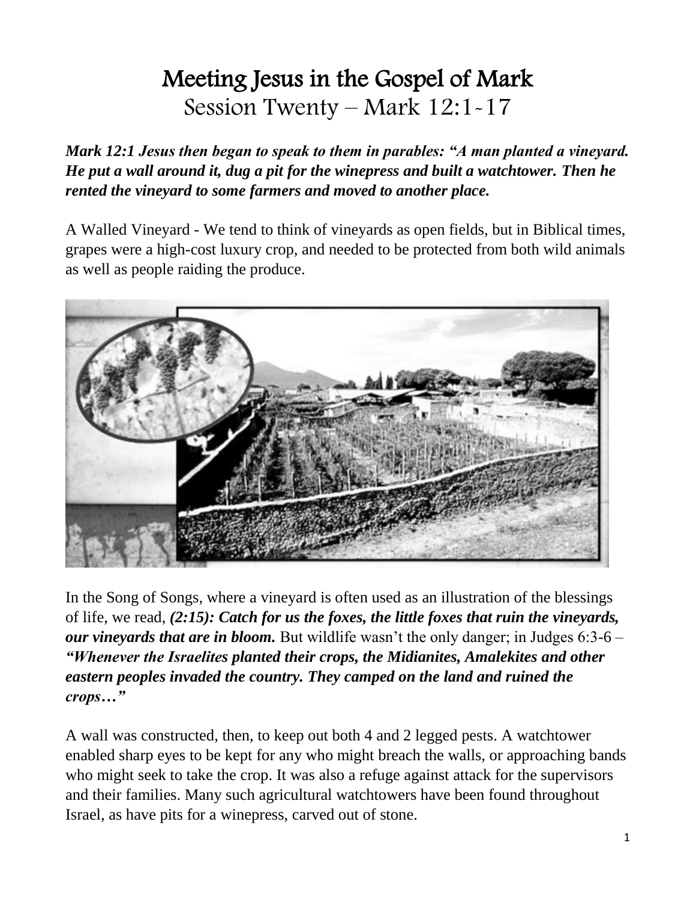# Meeting Jesus in the Gospel of Mark

## Session Twenty – Mark 12:1-17

***Mark 12:1 Jesus then began to speak to them in parables: "A man planted a vineyard. He put a wall around it, dug a pit for the winepress and built a watchtower. Then he rented the vineyard to some farmers and moved to another place.***

A Walled Vineyard - We tend to think of vineyards as open fields, but in Biblical times, grapes were a high-cost luxury crop, and needed to be protected from both wild animals as well as people raiding the produce.

In the Song of Songs, where a vineyard is often used as an illustration of the blessings of life, we read, ***(2:15): Catch for us the foxes, the little foxes that ruin the vineyards, our vineyards that are in bloom.*** But wildlife wasn't the only danger; in Judges 6:3-6 – ***"Whenever the Israelites planted their crops, the Midianites, Amalekites and other eastern peoples invaded the country. They camped on the land and ruined the crops…"***

A wall was constructed, then, to keep out both 4 and 2 legged pests. A watchtower enabled sharp eyes to be kept for any who might breach the walls, or approaching bands who might seek to take the crop. It was also a refuge against attack for the supervisors and their families. Many such agricultural watchtowers have been found throughout Israel, as have pits for a winepress, carved out of stone.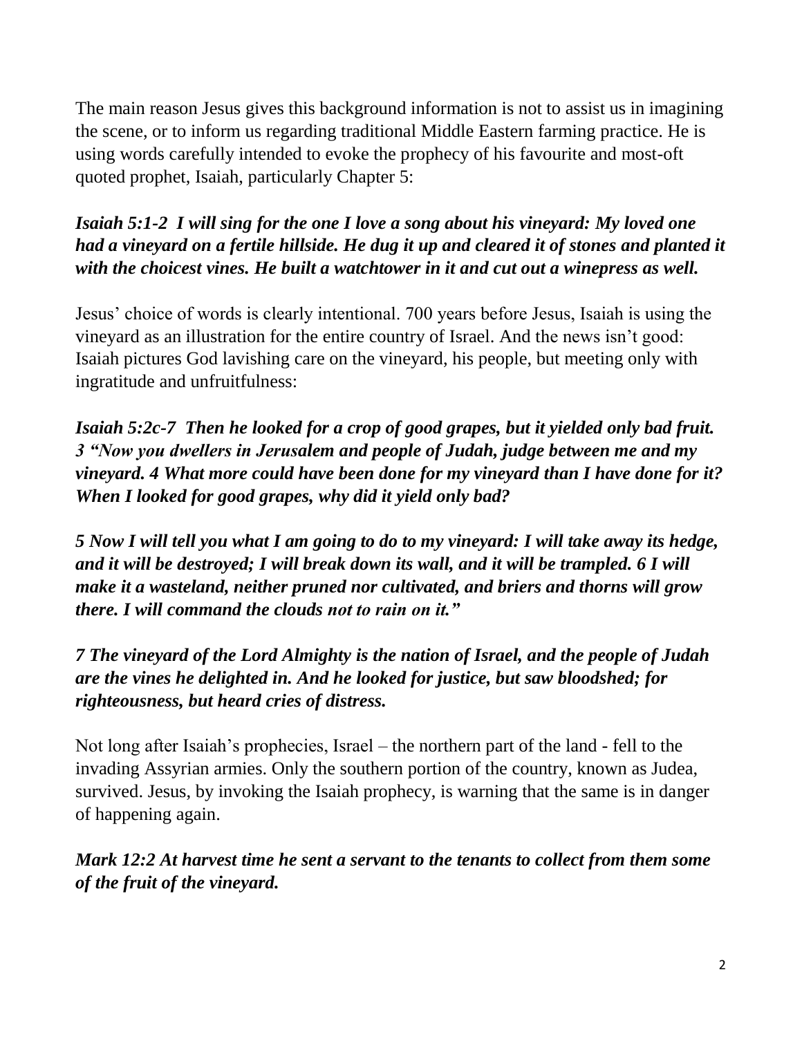The main reason Jesus gives this background information is not to assist us in imagining the scene, or to inform us regarding traditional Middle Eastern farming practice. He is using words carefully intended to evoke the prophecy of his favourite and most-oft quoted prophet, Isaiah, particularly Chapter 5:

***Isaiah 5:1-2  I will sing for the one I love a song about his vineyard: My loved one had a vineyard on a fertile hillside. He dug it up and cleared it of stones and planted it with the choicest vines. He built a watchtower in it and cut out a winepress as well.***

Jesus' choice of words is clearly intentional. 700 years before Jesus, Isaiah is using the vineyard as an illustration for the entire country of Israel. And the news isn't good: Isaiah pictures God lavishing care on the vineyard, his people, but meeting only with ingratitude and unfruitfulness:

***Isaiah 5:2c-7  Then he looked for a crop of good grapes, but it yielded only bad fruit. 3 "Now you dwellers in Jerusalem and people of Judah, judge between me and my vineyard. 4 What more could have been done for my vineyard than I have done for it? When I looked for good grapes, why did it yield only bad?***

***5 Now I will tell you what I am going to do to my vineyard: I will take away its hedge, and it will be destroyed; I will break down its wall, and it will be trampled. 6 I will make it a wasteland, neither pruned nor cultivated, and briers and thorns will grow there. I will command the clouds not to rain on it."***

***7 The vineyard of the Lord Almighty is the nation of Israel, and the people of Judah are the vines he delighted in. And he looked for justice, but saw bloodshed; for righteousness, but heard cries of distress.***

Not long after Isaiah's prophecies, Israel – the northern part of the land - fell to the invading Assyrian armies. Only the southern portion of the country, known as Judea, survived. Jesus, by invoking the Isaiah prophecy, is warning that the same is in danger of happening again.

***Mark 12:2 At harvest time he sent a servant to the tenants to collect from them some of the fruit of the vineyard.***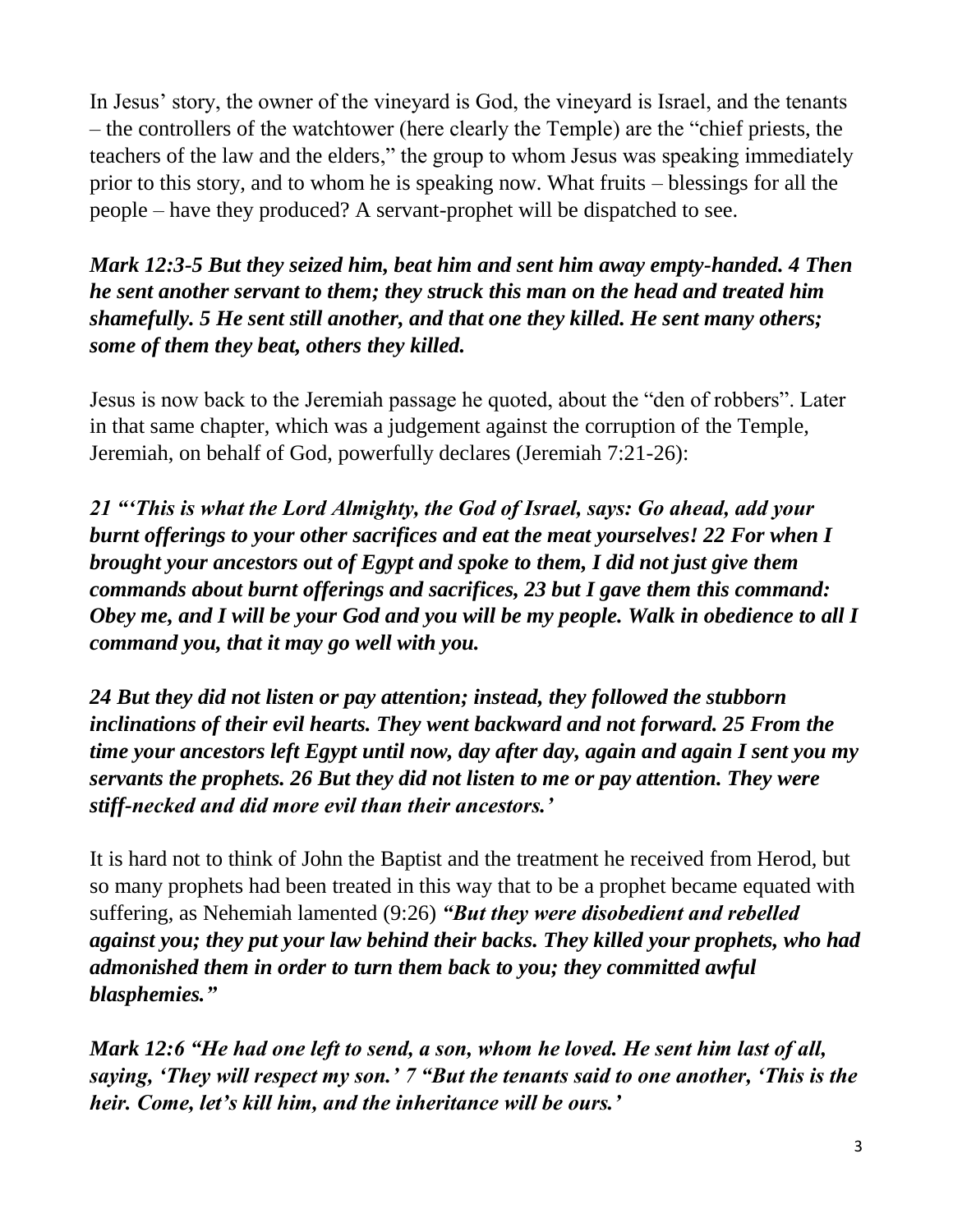In Jesus' story, the owner of the vineyard is God, the vineyard is Israel, and the tenants – the controllers of the watchtower (here clearly the Temple) are the "chief priests, the teachers of the law and the elders," the group to whom Jesus was speaking immediately prior to this story, and to whom he is speaking now. What fruits – blessings for all the people – have they produced? A servant-prophet will be dispatched to see.

***Mark 12:3-5 But they seized him, beat him and sent him away empty-handed. 4 Then he sent another servant to them; they struck this man on the head and treated him shamefully. 5 He sent still another, and that one they killed. He sent many others; some of them they beat, others they killed.***

Jesus is now back to the Jeremiah passage he quoted, about the "den of robbers". Later in that same chapter, which was a judgement against the corruption of the Temple, Jeremiah, on behalf of God, powerfully declares (Jeremiah 7:21-26):

***21 "'This is what the Lord Almighty, the God of Israel, says: Go ahead, add your burnt offerings to your other sacrifices and eat the meat yourselves! 22 For when I brought your ancestors out of Egypt and spoke to them, I did not just give them commands about burnt offerings and sacrifices, 23 but I gave them this command: Obey me, and I will be your God and you will be my people. Walk in obedience to all I command you, that it may go well with you.***

***24 But they did not listen or pay attention; instead, they followed the stubborn inclinations of their evil hearts. They went backward and not forward. 25 From the time your ancestors left Egypt until now, day after day, again and again I sent you my servants the prophets. 26 But they did not listen to me or pay attention. They were stiff-necked and did more evil than their ancestors.'***

It is hard not to think of John the Baptist and the treatment he received from Herod, but so many prophets had been treated in this way that to be a prophet became equated with suffering, as Nehemiah lamented (9:26) ***"But they were disobedient and rebelled against you; they put your law behind their backs. They killed your prophets, who had admonished them in order to turn them back to you; they committed awful blasphemies."***

***Mark 12:6 "He had one left to send, a son, whom he loved. He sent him last of all, saying, 'They will respect my son.' 7 "But the tenants said to one another, 'This is the heir. Come, let's kill him, and the inheritance will be ours.'***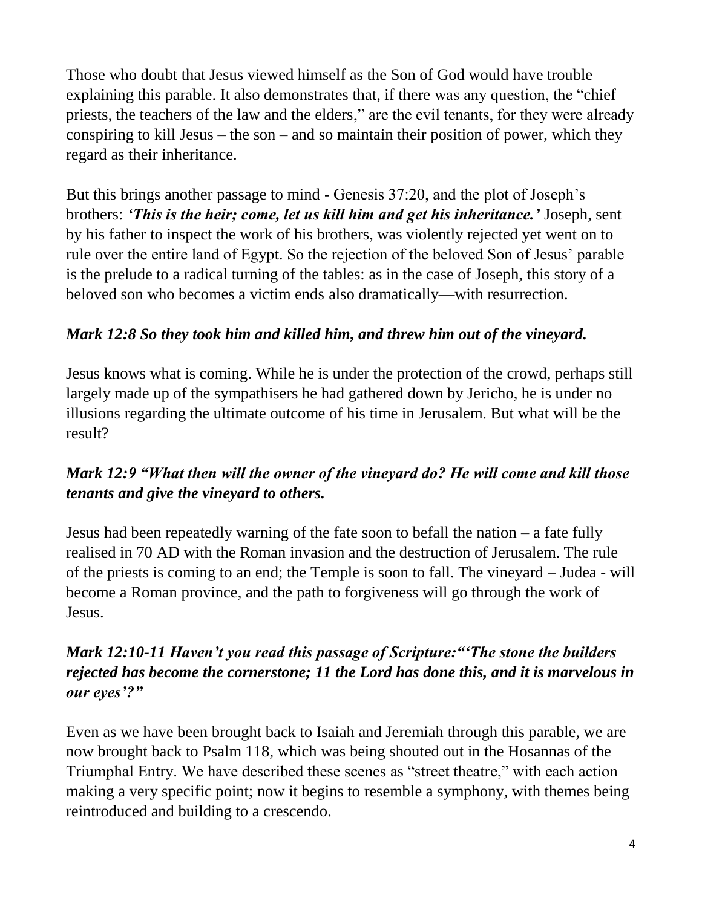Those who doubt that Jesus viewed himself as the Son of God would have trouble explaining this parable. It also demonstrates that, if there was any question, the "chief priests, the teachers of the law and the elders," are the evil tenants, for they were already conspiring to kill Jesus – the son – and so maintain their position of power, which they regard as their inheritance.

But this brings another passage to mind - Genesis 37:20, and the plot of Joseph's brothers: ***'This is the heir; come, let us kill him and get his inheritance.'*** Joseph, sent by his father to inspect the work of his brothers, was violently rejected yet went on to rule over the entire land of Egypt. So the rejection of the beloved Son of Jesus' parable is the prelude to a radical turning of the tables: as in the case of Joseph, this story of a beloved son who becomes a victim ends also dramatically—with resurrection.

***Mark 12:8 So they took him and killed him, and threw him out of the vineyard.***

Jesus knows what is coming. While he is under the protection of the crowd, perhaps still largely made up of the sympathisers he had gathered down by Jericho, he is under no illusions regarding the ultimate outcome of his time in Jerusalem. But what will be the result?

***Mark 12:9 "What then will the owner of the vineyard do? He will come and kill those tenants and give the vineyard to others.***

Jesus had been repeatedly warning of the fate soon to befall the nation – a fate fully realised in 70 AD with the Roman invasion and the destruction of Jerusalem. The rule of the priests is coming to an end; the Temple is soon to fall. The vineyard – Judea - will become a Roman province, and the path to forgiveness will go through the work of Jesus.

***Mark 12:10-11 Haven't you read this passage of Scripture:"'The stone the builders rejected has become the cornerstone; 11 the Lord has done this, and it is marvelous in our eyes'?"***

Even as we have been brought back to Isaiah and Jeremiah through this parable, we are now brought back to Psalm 118, which was being shouted out in the Hosannas of the Triumphal Entry. We have described these scenes as "street theatre," with each action making a very specific point; now it begins to resemble a symphony, with themes being reintroduced and building to a crescendo.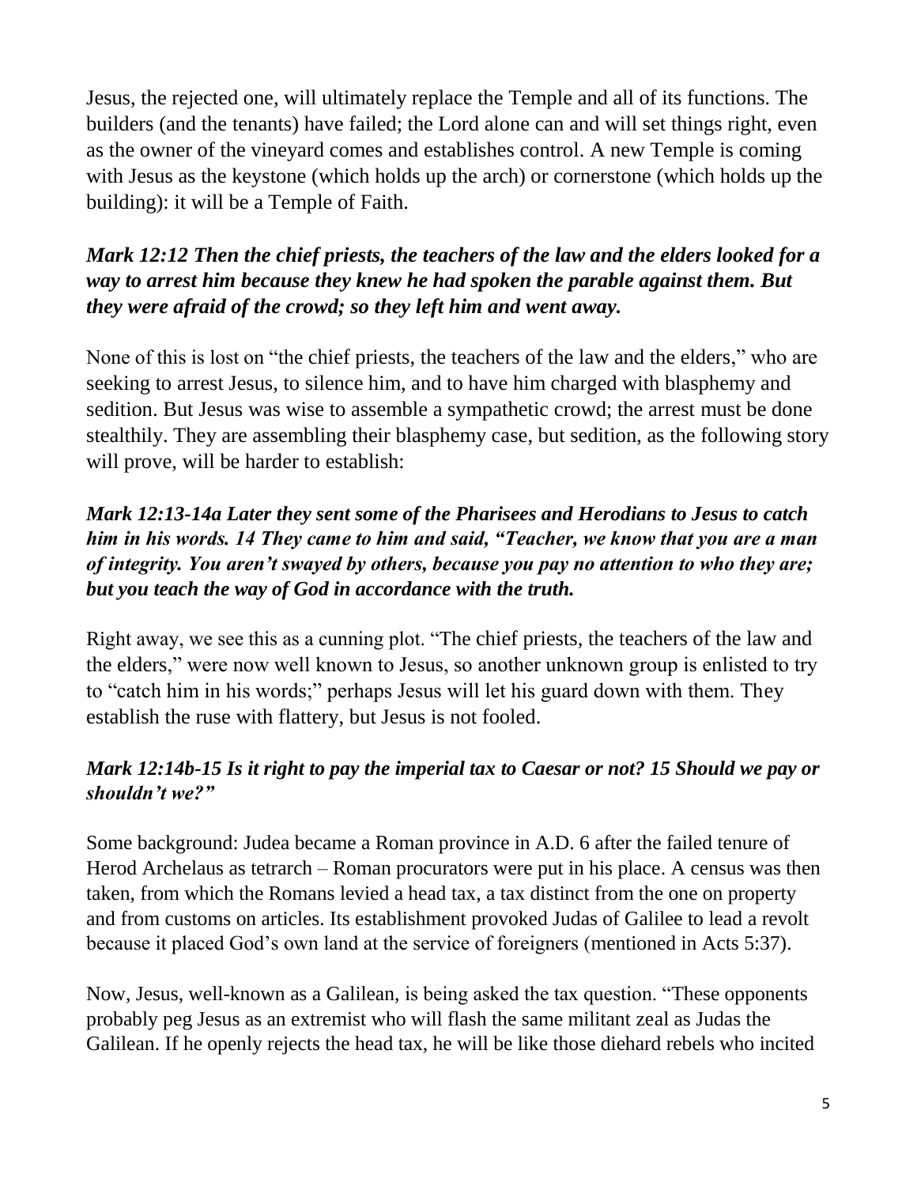Jesus, the rejected one, will ultimately replace the Temple and all of its functions. The builders (and the tenants) have failed; the Lord alone can and will set things right, even as the owner of the vineyard comes and establishes control. A new Temple is coming with Jesus as the keystone (which holds up the arch) or cornerstone (which holds up the building): it will be a Temple of Faith.

***Mark 12:12 Then the chief priests, the teachers of the law and the elders looked for a way to arrest him because they knew he had spoken the parable against them. But they were afraid of the crowd; so they left him and went away.***

None of this is lost on "the chief priests, the teachers of the law and the elders," who are seeking to arrest Jesus, to silence him, and to have him charged with blasphemy and sedition. But Jesus was wise to assemble a sympathetic crowd; the arrest must be done stealthily. They are assembling their blasphemy case, but sedition, as the following story will prove, will be harder to establish:

***Mark 12:13-14a Later they sent some of the Pharisees and Herodians to Jesus to catch him in his words. 14 They came to him and said, "Teacher, we know that you are a man of integrity. You aren't swayed by others, because you pay no attention to who they are; but you teach the way of God in accordance with the truth.***

Right away, we see this as a cunning plot. "The chief priests, the teachers of the law and the elders," were now well known to Jesus, so another unknown group is enlisted to try to "catch him in his words;" perhaps Jesus will let his guard down with them. They establish the ruse with flattery, but Jesus is not fooled.

***Mark 12:14b-15 Is it right to pay the imperial tax to Caesar or not? 15 Should we pay or shouldn't we?"***

Some background: Judea became a Roman province in A.D. 6 after the failed tenure of Herod Archelaus as tetrarch – Roman procurators were put in his place. A census was then taken, from which the Romans levied a head tax, a tax distinct from the one on property and from customs on articles. Its establishment provoked Judas of Galilee to lead a revolt because it placed God's own land at the service of foreigners (mentioned in Acts 5:37).

Now, Jesus, well-known as a Galilean, is being asked the tax question. "These opponents probably peg Jesus as an extremist who will flash the same militant zeal as Judas the Galilean. If he openly rejects the head tax, he will be like those diehard rebels who incited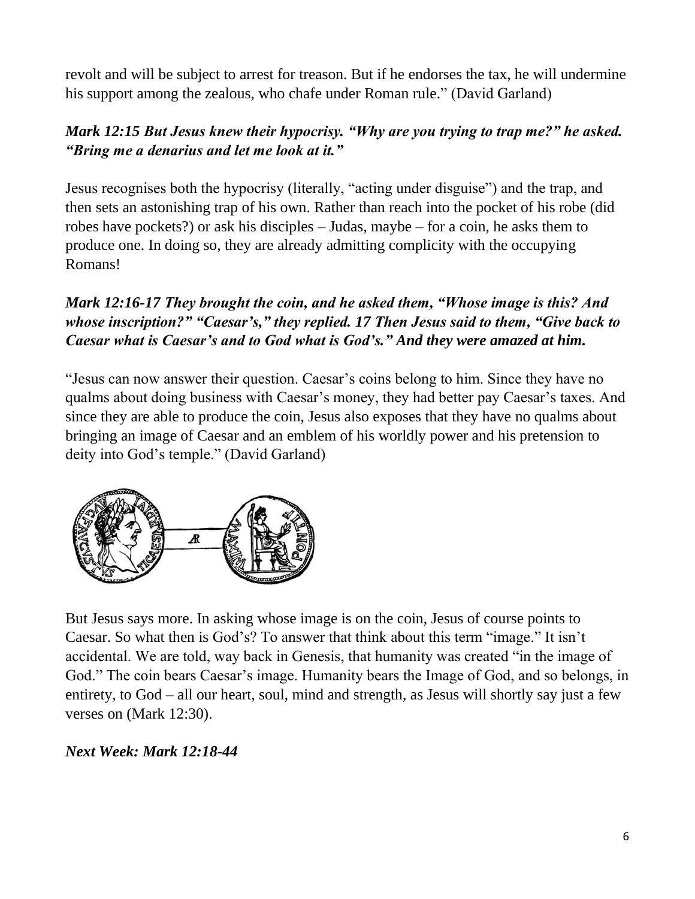revolt and will be subject to arrest for treason. But if he endorses the tax, he will undermine his support among the zealous, who chafe under Roman rule." (David Garland)

***Mark 12:15 But Jesus knew their hypocrisy. "Why are you trying to trap me?" he asked. "Bring me a denarius and let me look at it."***

Jesus recognises both the hypocrisy (literally, "acting under disguise") and the trap, and then sets an astonishing trap of his own. Rather than reach into the pocket of his robe (did robes have pockets?) or ask his disciples – Judas, maybe – for a coin, he asks them to produce one. In doing so, they are already admitting complicity with the occupying Romans!

***Mark 12:16-17 They brought the coin, and he asked them, "Whose image is this? And whose inscription?" "Caesar's," they replied. 17 Then Jesus said to them, "Give back to Caesar what is Caesar's and to God what is God's." And they were amazed at him.***

"Jesus can now answer their question. Caesar's coins belong to him. Since they have no qualms about doing business with Caesar's money, they had better pay Caesar's taxes. And since they are able to produce the coin, Jesus also exposes that they have no qualms about bringing an image of Caesar and an emblem of his worldly power and his pretension to deity into God's temple." (David Garland)

But Jesus says more. In asking whose image is on the coin, Jesus of course points to Caesar. So what then is God's? To answer that think about this term "image." It isn't accidental. We are told, way back in Genesis, that humanity was created "in the image of God." The coin bears Caesar's image. Humanity bears the Image of God, and so belongs, in entirety, to God – all our heart, soul, mind and strength, as Jesus will shortly say just a few verses on (Mark 12:30).

***Next Week: Mark 12:18-44***